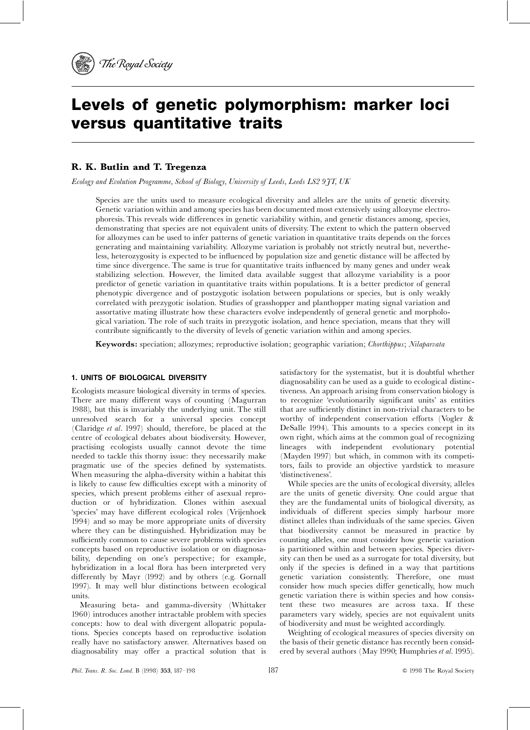# Levels of genetic polymorphism: marker loci versus quantitative traits

**R. K. Butlin and T. Tregenza**

*Ecology and Evolution Programme, School of Biology, University of Leeds, Leeds LS2 9JT, UK*

Species are the units used to measure ecological diversity and alleles are the units of genetic diversity. Genetic variation within and among species has been documented most extensively using allozyme electrophoresis. This reveals wide differences in genetic variability within, and genetic distances among, species, demonstrating that species are not equivalent units of diversity. The extent to which the pattern observed for allozymes can be used to infer patterns of genetic variation in quantitative traits depends on the forces generating and maintaining variability. Allozyme variation is probably not strictly neutral but, nevertheless, heterozygosity is expected to be influenced by population size and genetic distance will be affected by time since divergence. The same is true for quantitative traits influenced by many genes and under weak stabilizing selection. However, the limited data available suggest that allozyme variability is a poor predictor of genetic variation in quantitative traits within populations. It is a better predictor of general phenotypic divergence and of postzygotic isolation between populations or species, but is only weakly correlated with prezygotic isolation. Studies of grasshopper and planthopper mating signal variation and assortative mating illustrate how these characters evolve independently of general genetic and morphological variation. The role of such traits in prezygotic isolation, and hence speciation, means that they will contribute significantly to the diversity of levels of genetic variation within and among species.

**Keywords:** speciation; allozymes; reproductive isolation; geographic variation; *Chorthippus*; *Nilaparvata*

## 1. UNITS OF BIOLOGICAL DIVERSITY

Ecologists measure biological diversity in terms of species. There are many different ways of counting (Magurran 1988), but this is invariably the underlying unit. The still unresolved search for a universal species concept (Claridge *et al*. 1997) should, therefore, be placed at the centre of ecological debates about biodiversity. However, practising ecologists usually cannot devote the time needed to tackle this thorny issue: they necessarily make pragmatic use of the species defined by systematists. When measuring the alpha-diversity within a habitat this is likely to cause few difficulties except with a minority of species, which present problems either of asexual reproduction or of hybridization. Clones within asexual 'species' may have different ecological roles (Vrijenhoek 1994) and so may be more appropriate units of diversity where they can be distinguished. Hybridization may be sufficiently common to cause severe problems with species concepts based on reproductive isolation or on diagnosability, depending on one's perspective; for example, hybridization in a local flora has been interpreted very differently by Mayr (1992) and by others (e.g. Gornall 1997). It may well blur distinctions between ecological units.

Measuring beta- and gamma-diversity (Whittaker 1960) introduces another intractable problem with species concepts: how to deal with divergent allopatric populations. Species concepts based on reproductive isolation really have no satisfactory answer. Alternatives based on diagnosability may offer a practical solution that is satisfactory for the systematist, but it is doubtful whether diagnosability can be used as a guide to ecological distinctiveness. An approach arising from conservation biology is to recognize 'evolutionarily significant units' as entities that are sufficiently distinct in non-trivial characters to be worthy of independent conservation efforts (Vogler & DeSalle 1994). This amounts to a species concept in its own right, which aims at the common goal of recognizing lineages with independent evolutionary potential (Mayden 1997) but which, in common with its competitors, fails to provide an objective yardstick to measure 'distinctiveness'.

While species are the units of ecological diversity, alleles are the units of genetic diversity. One could argue that they are the fundamental units of biological diversity, as individuals of different species simply harbour more distinct alleles than individuals of the same species. Given that biodiversity cannot be measured in practice by counting alleles, one must consider how genetic variation is partitioned within and between species. Species diversity can then be used as a surrogate for total diversity, but only if the species is defined in a way that partitions genetic variation consistently. Therefore, one must consider how much species differ genetically, how much genetic variation there is within species and how consistent these two measures are across taxa. If these parameters vary widely, species are not equivalent units of biodiversity and must be weighted accordingly.

Weighting of ecological measures of species diversity on the basis of their genetic distance has recently been considered by several authors (May 1990; Humphries *et al*. 1995).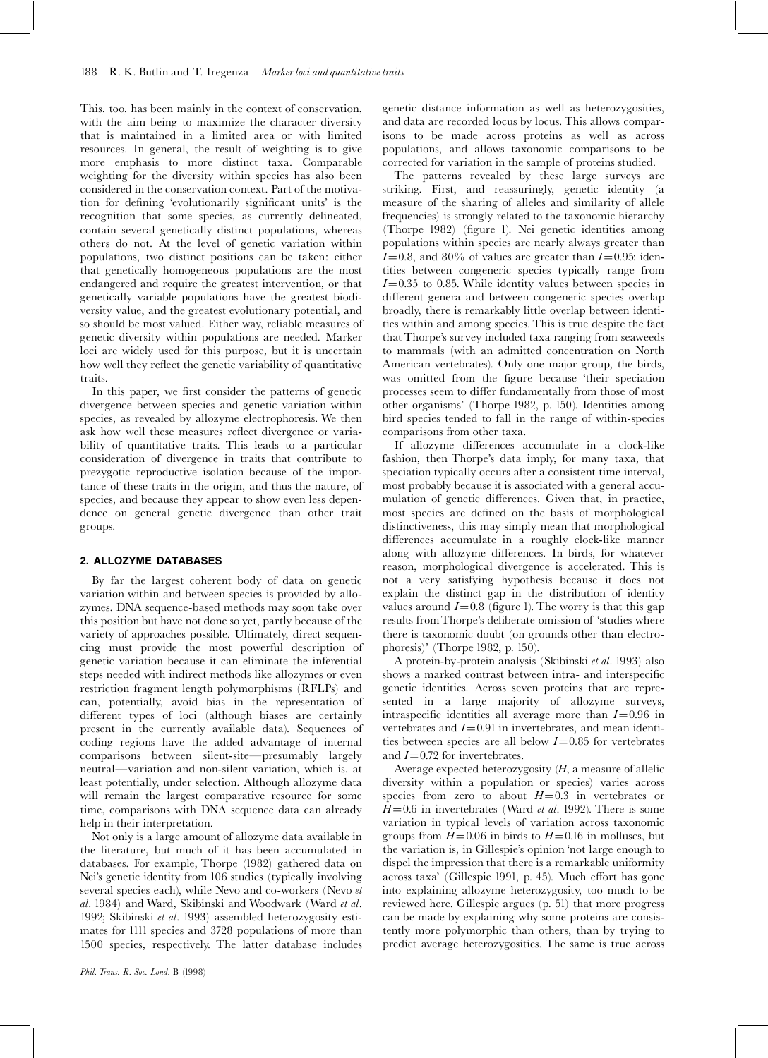This, too, has been mainly in the context of conservation, with the aim being to maximize the character diversity that is maintained in a limited area or with limited resources. In general, the result of weighting is to give more emphasis to more distinct taxa. Comparable weighting for the diversity within species has also been considered in the conservation context. Part of the motivation for defining 'evolutionarily significant units' is the recognition that some species, as currently delineated, contain several genetically distinct populations, whereas others do not. At the level of genetic variation within populations, two distinct positions can be taken: either that genetically homogeneous populations are the most endangered and require the greatest intervention, or that genetically variable populations have the greatest biodiversity value, and the greatest evolutionary potential, and so should be most valued. Either way, reliable measures of genetic diversity within populations are needed. Marker loci are widely used for this purpose, but it is uncertain how well they reflect the genetic variability of quantitative traits.

In this paper, we first consider the patterns of genetic divergence between species and genetic variation within species, as revealed by allozyme electrophoresis. We then ask how well these measures reflect divergence or variability of quantitative traits. This leads to a particular consideration of divergence in traits that contribute to prezygotic reproductive isolation because of the importance of these traits in the origin, and thus the nature, of species, and because they appear to show even less dependence on general genetic divergence than other trait groups.

## 2. ALLOZYME DATABASES

By far the largest coherent body of data on genetic variation within and between species is provided by allozymes. DNA sequence-based methods may soon take over this position but have not done so yet, partly because of the variety of approaches possible. Ultimately, direct sequencing must provide the most powerful description of genetic variation because it can eliminate the inferential steps needed with indirect methods like allozymes or even restriction fragment length polymorphisms (RFLPs) and can, potentially, avoid bias in the representation of different types of loci (although biases are certainly present in the currently available data). Sequences of coding regions have the added advantage of internal comparisons between silent-site—presumably largely neutral—variation and non-silent variation, which is, at least potentially, under selection. Although allozyme data will remain the largest comparative resource for some time, comparisons with DNA sequence data can already help in their interpretation.

Not only is a large amount of allozyme data available in the literature, but much of it has been accumulated in databases. For example, Thorpe (1982) gathered data on Nei's genetic identity from 106 studies (typically involving several species each), while Nevo and co-workers (Nevo *et al*. 1984) and Ward, Skibinski and Woodwark (Ward *et al*. 1992; Skibinski *et al*. 1993) assembled heterozygosity estimates for 1111 species and 3728 populations of more than 1500 species, respectively. The latter database includes genetic distance information as well as heterozygosities, and data are recorded locus by locus. This allows comparisons to be made across proteins as well as across populations, and allows taxonomic comparisons to be corrected for variation in the sample of proteins studied.

The patterns revealed by these large surveys are striking. First, and reassuringly, genetic identity (a measure of the sharing of alleles and similarity of allele frequencies) is strongly related to the taxonomic hierarchy (Thorpe 1982) (figure 1). Nei genetic identities among populations within species are nearly always greater than $I=0.8$, and 80% of values are greater than $I=0.95$; identities between congeneric species typically range from $I=0.35$ to 0.85. While identity values between species in different genera and between congeneric species overlap broadly, there is remarkably little overlap between identities within and among species. This is true despite the fact that Thorpe's survey included taxa ranging from seaweeds to mammals (with an admitted concentration on North American vertebrates). Only one major group, the birds, was omitted from the figure because 'their speciation processes seem to differ fundamentally from those of most other organisms' (Thorpe 1982, p. 150). Identities among bird species tended to fall in the range of within-species comparisons from other taxa.

If allozyme differences accumulate in a clock-like fashion, then Thorpe's data imply, for many taxa, that speciation typically occurs after a consistent time interval, most probably because it is associated with a general accumulation of genetic differences. Given that, in practice, most species are defined on the basis of morphological distinctiveness, this may simply mean that morphological differences accumulate in a roughly clock-like manner along with allozyme differences. In birds, for whatever reason, morphological divergence is accelerated. This is not a very satisfying hypothesis because it does not explain the distinct gap in the distribution of identity values around $I=0.8$ (figure 1). The worry is that this gap results from Thorpe's deliberate omission of 'studies where there is taxonomic doubt (on grounds other than electrophoresis)' (Thorpe 1982, p. 150).

A protein-by-protein analysis (Skibinski *et al*. 1993) also shows a marked contrast between intra- and interspecific genetic identities. Across seven proteins that are represented in a large majority of allozyme surveys, intraspecific identities all average more than $I=0.96$ in vertebrates and $I=0.91$ in invertebrates, and mean identities between species are all below $I=0.85$ for vertebrates and $I=0.72$ for invertebrates.

Average expected heterozygosity ($H$, a measure of allelic diversity within a population or species) varies across species from zero to about $H=0.3$ in vertebrates or $H=0.6$ in invertebrates (Ward *et al*. 1992). There is some variation in typical levels of variation across taxonomic groups from $H=0.06$ in birds to $H=0.16$ in molluscs, but the variation is, in Gillespie's opinion 'not large enough to dispel the impression that there is a remarkable uniformity across taxa' (Gillespie 1991, p. 45). Much effort has gone into explaining allozyme heterozygosity, too much to be reviewed here. Gillespie argues (p. 51) that more progress can be made by explaining why some proteins are consistently more polymorphic than others, than by trying to predict average heterozygosities. The same is true across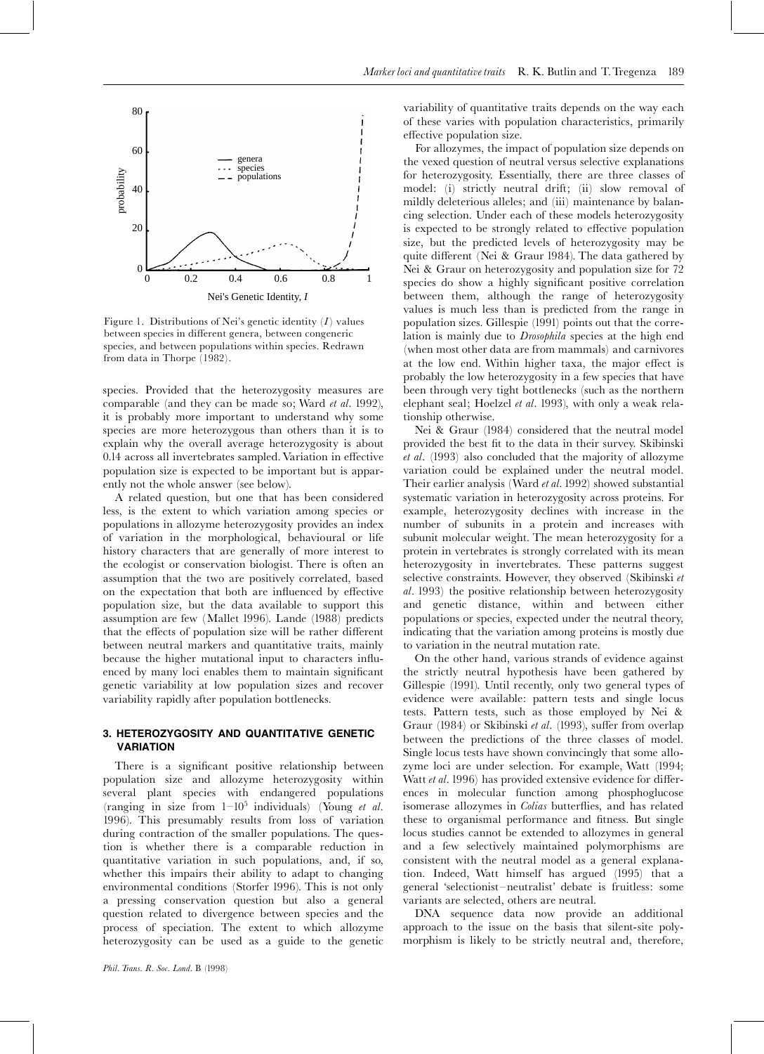Figure 1. Distributions of Nei's genetic identity ($I$) values between species in different genera, between congeneric species, and between populations within species. Redrawn from data in Thorpe (1982).

species. Provided that the heterozygosity measures are comparable (and they can be made so; Ward *et al.* 1992), it is probably more important to understand why some species are more heterozygous than others than it is to explain why the overall average heterozygosity is about 0.14 across all invertebrates sampled. Variation in effective population size is expected to be important but is apparently not the whole answer (see below).

A related question, but one that has been considered less, is the extent to which variation among species or populations in allozyme heterozygosity provides an index of variation in the morphological, behavioural or life history characters that are generally of more interest to the ecologist or conservation biologist. There is often an assumption that the two are positively correlated, based on the expectation that both are influenced by effective population size, but the data available to support this assumption are few (Mallet 1996). Lande (1988) predicts that the effects of population size will be rather different between neutral markers and quantitative traits, mainly because the higher mutational input to characters influenced by many loci enables them to maintain significant genetic variability at low population sizes and recover variability rapidly after population bottlenecks.

## 3. HETEROZYGOSITY AND QUANTITATIVE GENETIC VARIATION

There is a significant positive relationship between population size and allozyme heterozygosity within several plant species with endangered populations (ranging in size from $1-10^5$ individuals) (Young *et al.* 1996). This presumably results from loss of variation during contraction of the smaller populations. The question is whether there is a comparable reduction in quantitative variation in such populations, and, if so, whether this impairs their ability to adapt to changing environmental conditions (Storfer 1996). This is not only a pressing conservation question but also a general question related to divergence between species and the process of speciation. The extent to which allozyme heterozygosity can be used as a guide to the genetic variability of quantitative traits depends on the way each of these varies with population characteristics, primarily effective population size.

For allozymes, the impact of population size depends on the vexed question of neutral versus selective explanations for heterozygosity. Essentially, there are three classes of model: (i) strictly neutral drift; (ii) slow removal of mildly deleterious alleles; and (iii) maintenance by balancing selection. Under each of these models heterozygosity is expected to be strongly related to effective population size, but the predicted levels of heterozygosity may be quite different (Nei & Graur 1984). The data gathered by Nei & Graur on heterozygosity and population size for 72 species do show a highly significant positive correlation between them, although the range of heterozygosity values is much less than is predicted from the range in population sizes. Gillespie (1991) points out that the correlation is mainly due to *Drosophila* species at the high end (when most other data are from mammals) and carnivores at the low end. Within higher taxa, the major effect is probably the low heterozygosity in a few species that have been through very tight bottlenecks (such as the northern elephant seal; Hoelzel *et al.* 1993), with only a weak relationship otherwise.

Nei & Graur (1984) considered that the neutral model provided the best fit to the data in their survey. Skibinski *et al.* (1993) also concluded that the majority of allozyme variation could be explained under the neutral model. Their earlier analysis (Ward *et al.* 1992) showed substantial systematic variation in heterozygosity across proteins. For example, heterozygosity declines with increase in the number of subunits in a protein and increases with subunit molecular weight. The mean heterozygosity for a protein in vertebrates is strongly correlated with its mean heterozygosity in invertebrates. These patterns suggest selective constraints. However, they observed (Skibinski *et al.* 1993) the positive relationship between heterozygosity and genetic distance, within and between either populations or species, expected under the neutral theory, indicating that the variation among proteins is mostly due to variation in the neutral mutation rate.

On the other hand, various strands of evidence against the strictly neutral hypothesis have been gathered by Gillespie (1991). Until recently, only two general types of evidence were available: pattern tests and single locus tests. Pattern tests, such as those employed by Nei & Graur (1984) or Skibinski *et al.* (1993), suffer from overlap between the predictions of the three classes of model. Single locus tests have shown convincingly that some allozyme loci are under selection. For example, Watt (1994; Watt *et al.* 1996) has provided extensive evidence for differences in molecular function among phosphoglucose isomerase allozymes in *Colias* butterflies, and has related these to organismal performance and fitness. But single locus studies cannot be extended to allozymes in general and a few selectively maintained polymorphisms are consistent with the neutral model as a general explanation. Indeed, Watt himself has argued (1995) that a general 'selectionist–neutralist' debate is fruitless: some variants are selected, others are neutral.

DNA sequence data now provide an additional approach to the issue on the basis that silent-site polymorphism is likely to be strictly neutral and, therefore,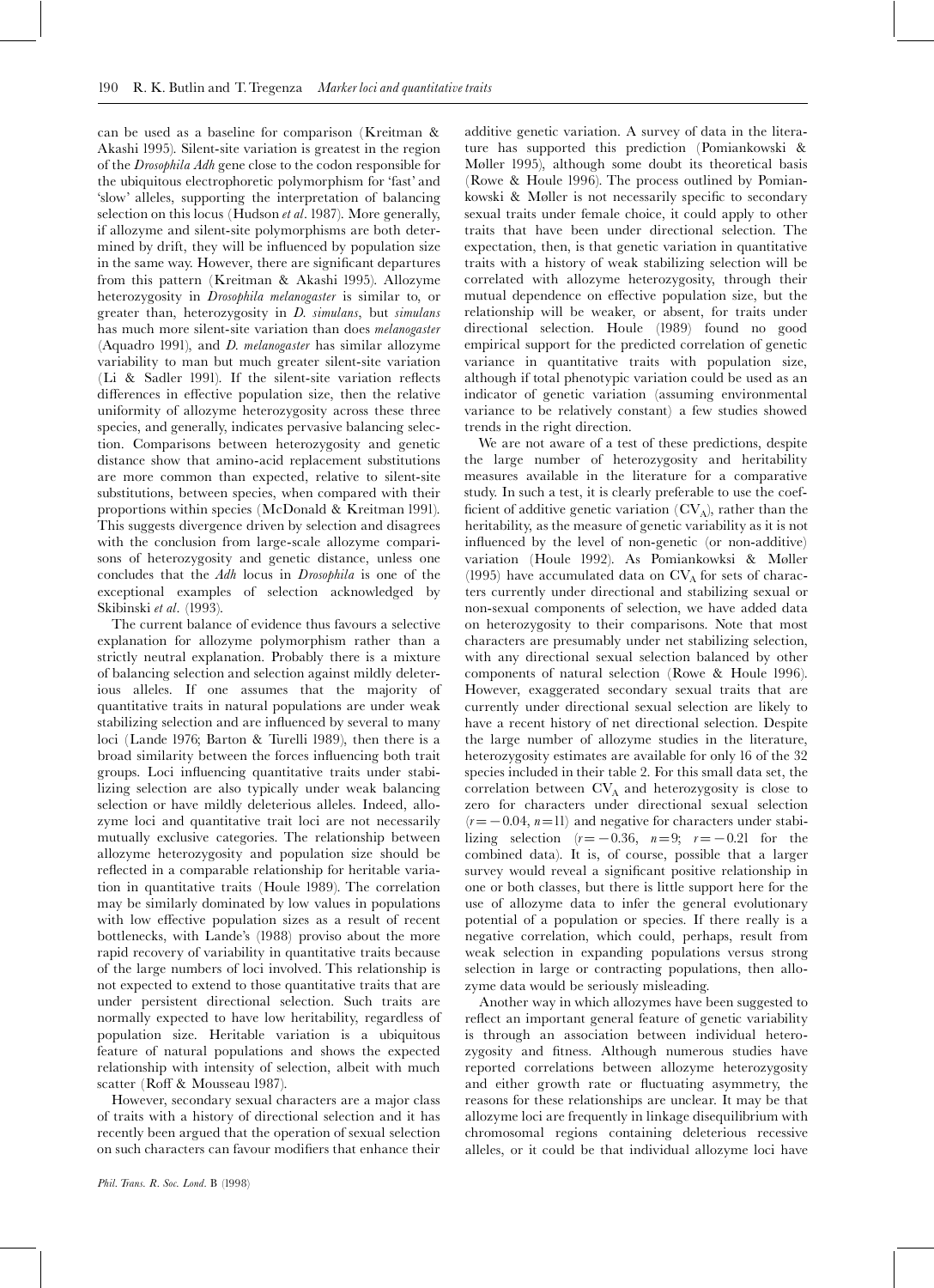can be used as a baseline for comparison (Kreitman & Akashi 1995). Silent-site variation is greatest in the region of the *Drosophila Adh* gene close to the codon responsible for the ubiquitous electrophoretic polymorphism for 'fast' and 'slow' alleles, supporting the interpretation of balancing selection on this locus (Hudson *et al*. 1987). More generally, if allozyme and silent-site polymorphisms are both determined by drift, they will be influenced by population size in the same way. However, there are significant departures from this pattern (Kreitman & Akashi 1995). Allozyme heterozygosity in *Drosophila melanogaster* is similar to, or greater than, heterozygosity in *D. simulans*, but *simulans* has much more silent-site variation than does *melanogaster* (Aquadro 1991), and *D. melanogaster* has similar allozyme variability to man but much greater silent-site variation (Li & Sadler 1991). If the silent-site variation reflects differences in effective population size, then the relative uniformity of allozyme heterozygosity across these three species, and generally, indicates pervasive balancing selection. Comparisons between heterozygosity and genetic distance show that amino-acid replacement substitutions are more common than expected, relative to silent-site substitutions, between species, when compared with their proportions within species (McDonald & Kreitman 1991). This suggests divergence driven by selection and disagrees with the conclusion from large-scale allozyme comparisons of heterozygosity and genetic distance, unless one concludes that the *Adh* locus in *Drosophila* is one of the exceptional examples of selection acknowledged by Skibinski *et al*. (1993).

The current balance of evidence thus favours a selective explanation for allozyme polymorphism rather than a strictly neutral explanation. Probably there is a mixture of balancing selection and selection against mildly deleterious alleles. If one assumes that the majority of quantitative traits in natural populations are under weak stabilizing selection and are influenced by several to many loci (Lande 1976; Barton & Turelli 1989), then there is a broad similarity between the forces influencing both trait groups. Loci influencing quantitative traits under stabilizing selection are also typically under weak balancing selection or have mildly deleterious alleles. Indeed, allozyme loci and quantitative trait loci are not necessarily mutually exclusive categories. The relationship between allozyme heterozygosity and population size should be reflected in a comparable relationship for heritable variation in quantitative traits (Houle 1989). The correlation may be similarly dominated by low values in populations with low effective population sizes as a result of recent bottlenecks, with Lande's (1988) proviso about the more rapid recovery of variability in quantitative traits because of the large numbers of loci involved. This relationship is not expected to extend to those quantitative traits that are under persistent directional selection. Such traits are normally expected to have low heritability, regardless of population size. Heritable variation is a ubiquitous feature of natural populations and shows the expected relationship with intensity of selection, albeit with much scatter (Roff & Mousseau 1987).

However, secondary sexual characters are a major class of traits with a history of directional selection and it has recently been argued that the operation of sexual selection on such characters can favour modifiers that enhance their additive genetic variation. A survey of data in the literature has supported this prediction (Pomiankowski & Møller 1995), although some doubt its theoretical basis (Rowe & Houle 1996). The process outlined by Pomiankowski & Møller is not necessarily specific to secondary sexual traits under female choice, it could apply to other traits that have been under directional selection. The expectation, then, is that genetic variation in quantitative traits with a history of weak stabilizing selection will be correlated with allozyme heterozygosity, through their mutual dependence on effective population size, but the relationship will be weaker, or absent, for traits under directional selection. Houle (1989) found no good empirical support for the predicted correlation of genetic variance in quantitative traits with population size, although if total phenotypic variation could be used as an indicator of genetic variation (assuming environmental variance to be relatively constant) a few studies showed trends in the right direction.

We are not aware of a test of these predictions, despite the large number of heterozygosity and heritability measures available in the literature for a comparative study. In such a test, it is clearly preferable to use the coefficient of additive genetic variation ($CV_A$), rather than the heritability, as the measure of genetic variability as it is not influenced by the level of non-genetic (or non-additive) variation (Houle 1992). As Pomiankowksi & Møller (1995) have accumulated data on $CV_A$ for sets of characters currently under directional and stabilizing sexual or non-sexual components of selection, we have added data on heterozygosity to their comparisons. Note that most characters are presumably under net stabilizing selection, with any directional sexual selection balanced by other components of natural selection (Rowe & Houle 1996). However, exaggerated secondary sexual traits that are currently under directional sexual selection are likely to have a recent history of net directional selection. Despite the large number of allozyme studies in the literature, heterozygosity estimates are available for only 16 of the 32 species included in their table 2. For this small data set, the correlation between $CV_A$ and heterozygosity is close to zero for characters under directional sexual selection ($r = -0.04$, $n = 11$) and negative for characters under stabilizing selection ($r = -0.36$, $n = 9$; $r = -0.21$ for the combined data). It is, of course, possible that a larger survey would reveal a significant positive relationship in one or both classes, but there is little support here for the use of allozyme data to infer the general evolutionary potential of a population or species. If there really is a negative correlation, which could, perhaps, result from weak selection in expanding populations versus strong selection in large or contracting populations, then allozyme data would be seriously misleading.

Another way in which allozymes have been suggested to reflect an important general feature of genetic variability is through an association between individual heterozygosity and fitness. Although numerous studies have reported correlations between allozyme heterozygosity and either growth rate or fluctuating asymmetry, the reasons for these relationships are unclear. It may be that allozyme loci are frequently in linkage disequilibrium with chromosomal regions containing deleterious recessive alleles, or it could be that individual allozyme loci have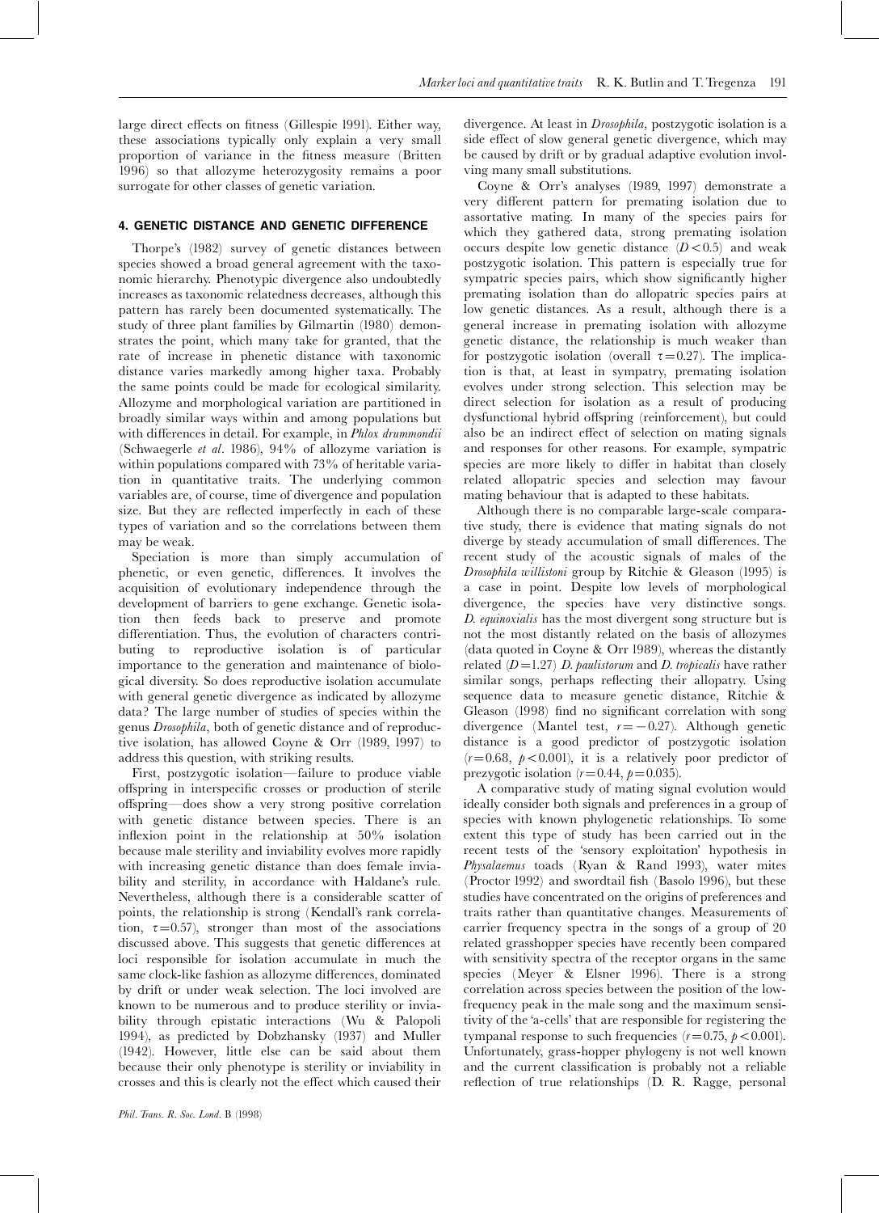large direct effects on fitness (Gillespie 1991). Either way, these associations typically only explain a very small proportion of variance in the fitness measure (Britten 1996) so that allozyme heterozygosity remains a poor surrogate for other classes of genetic variation.

## 4. GENETIC DISTANCE AND GENETIC DIFFERENCE

Thorpe's (1982) survey of genetic distances between species showed a broad general agreement with the taxonomic hierarchy. Phenotypic divergence also undoubtedly increases as taxonomic relatedness decreases, although this pattern has rarely been documented systematically. The study of three plant families by Gilmartin (1980) demonstrates the point, which many take for granted, that the rate of increase in phenetic distance with taxonomic distance varies markedly among higher taxa. Probably the same points could be made for ecological similarity. Allozyme and morphological variation are partitioned in broadly similar ways within and among populations but with differences in detail. For example, in *Phlox drummondii* (Schwaegerle *et al*. 1986), 94% of allozyme variation is within populations compared with 73% of heritable variation in quantitative traits. The underlying common variables are, of course, time of divergence and population size. But they are reflected imperfectly in each of these types of variation and so the correlations between them may be weak.

Speciation is more than simply accumulation of phenetic, or even genetic, differences. It involves the acquisition of evolutionary independence through the development of barriers to gene exchange. Genetic isolation then feeds back to preserve and promote differentiation. Thus, the evolution of characters contributing to reproductive isolation is of particular importance to the generation and maintenance of biological diversity. So does reproductive isolation accumulate with general genetic divergence as indicated by allozyme data? The large number of studies of species within the genus *Drosophila*, both of genetic distance and of reproductive isolation, has allowed Coyne & Orr (1989, 1997) to address this question, with striking results.

First, postzygotic isolation—failure to produce viable offspring in interspecific crosses or production of sterile offspring—does show a very strong positive correlation with genetic distance between species. There is an inflexion point in the relationship at 50% isolation because male sterility and inviability evolves more rapidly with increasing genetic distance than does female inviability and sterility, in accordance with Haldane's rule. Nevertheless, although there is a considerable scatter of points, the relationship is strong (Kendall's rank correlation, $\tau = 0.57$), stronger than most of the associations discussed above. This suggests that genetic differences at loci responsible for isolation accumulate in much the same clock-like fashion as allozyme differences, dominated by drift or under weak selection. The loci involved are known to be numerous and to produce sterility or inviability through epistatic interactions (Wu & Palopoli 1994), as predicted by Dobzhansky (1937) and Muller (1942). However, little else can be said about them because their only phenotype is sterility or inviability in crosses and this is clearly not the effect which caused their divergence. At least in *Drosophila*, postzygotic isolation is a side effect of slow general genetic divergence, which may be caused by drift or by gradual adaptive evolution involving many small substitutions.

Coyne & Orr's analyses (1989, 1997) demonstrate a very different pattern for premating isolation due to assortative mating. In many of the species pairs for which they gathered data, strong premating isolation occurs despite low genetic distance ($D < 0.5$) and weak postzygotic isolation. This pattern is especially true for sympatric species pairs, which show significantly higher premating isolation than do allopatric species pairs at low genetic distances. As a result, although there is a general increase in premating isolation with allozyme genetic distance, the relationship is much weaker than for postzygotic isolation (overall $\tau = 0.27$). The implication is that, at least in sympatry, premating isolation evolves under strong selection. This selection may be direct selection for isolation as a result of producing dysfunctional hybrid offspring (reinforcement), but could also be an indirect effect of selection on mating signals and responses for other reasons. For example, sympatric species are more likely to differ in habitat than closely related allopatric species and selection may favour mating behaviour that is adapted to these habitats.

Although there is no comparable large-scale comparative study, there is evidence that mating signals do not diverge by steady accumulation of small differences. The recent study of the acoustic signals of males of the *Drosophila willistoni* group by Ritchie & Gleason (1995) is a case in point. Despite low levels of morphological divergence, the species have very distinctive songs. *D. equinoxialis* has the most divergent song structure but is not the most distantly related on the basis of allozymes (data quoted in Coyne & Orr 1989), whereas the distantly related ($D = 1.27$) *D. paulistorum* and *D. tropicalis* have rather similar songs, perhaps reflecting their allopatry. Using sequence data to measure genetic distance, Ritchie & Gleason (1998) find no significant correlation with song divergence (Mantel test, $r = -0.27$). Although genetic distance is a good predictor of postzygotic isolation ($r = 0.68$, $p < 0.001$), it is a relatively poor predictor of prezygotic isolation ($r = 0.44$, $p = 0.035$).

A comparative study of mating signal evolution would ideally consider both signals and preferences in a group of species with known phylogenetic relationships. To some extent this type of study has been carried out in the recent tests of the 'sensory exploitation' hypothesis in *Physalaemus* toads (Ryan & Rand 1993), water mites (Proctor 1992) and swordtail fish (Basolo 1996), but these studies have concentrated on the origins of preferences and traits rather than quantitative changes. Measurements of carrier frequency spectra in the songs of a group of 20 related grasshopper species have recently been compared with sensitivity spectra of the receptor organs in the same species (Meyer & Elsner 1996). There is a strong correlation across species between the position of the low-frequency peak in the male song and the maximum sensitivity of the 'a-cells' that are responsible for registering the tympanal response to such frequencies ($r = 0.75$, $p < 0.001$). Unfortunately, grass-hopper phylogeny is not well known and the current classification is probably not a reliable reflection of true relationships (D. R. Ragge, personal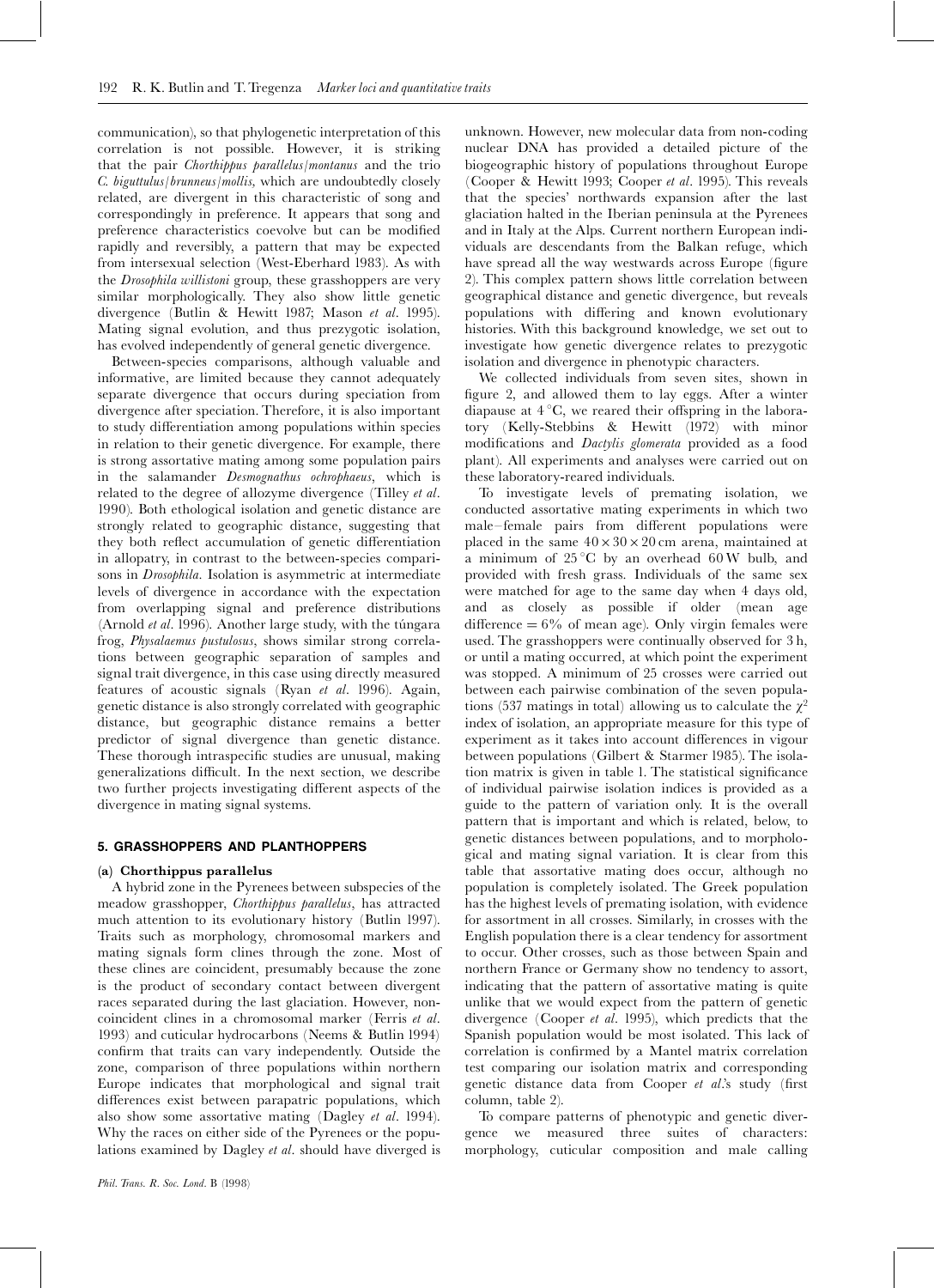communication), so that phylogenetic interpretation of this correlation is not possible. However, it is striking that the pair *Chorthippus parallelus*/*montanus* and the trio *C. biguttulus*/*brunneus*/*mollis*, which are undoubtedly closely related, are divergent in this characteristic of song and correspondingly in preference. It appears that song and preference characteristics coevolve but can be modified rapidly and reversibly, a pattern that may be expected from intersexual selection (West-Eberhard 1983). As with the *Drosophila willistoni* group, these grasshoppers are very similar morphologically. They also show little genetic divergence (Butlin & Hewitt 1987; Mason *et al*. 1995). Mating signal evolution, and thus prezygotic isolation, has evolved independently of general genetic divergence.

Between-species comparisons, although valuable and informative, are limited because they cannot adequately separate divergence that occurs during speciation from divergence after speciation. Therefore, it is also important to study differentiation among populations within species in relation to their genetic divergence. For example, there is strong assortative mating among some population pairs in the salamander *Desmognathus ochrophaeus*, which is related to the degree of allozyme divergence (Tilley *et al*. 1990). Both ethological isolation and genetic distance are strongly related to geographic distance, suggesting that they both reflect accumulation of genetic differentiation in allopatry, in contrast to the between-species comparisons in *Drosophila*. Isolation is asymmetric at intermediate levels of divergence in accordance with the expectation from overlapping signal and preference distributions (Arnold *et al*. 1996). Another large study, with the túngara frog, *Physalaemus pustulosus*, shows similar strong correlations between geographic separation of samples and signal trait divergence, in this case using directly measured features of acoustic signals (Ryan *et al*. 1996). Again, genetic distance is also strongly correlated with geographic distance, but geographic distance remains a better predictor of signal divergence than genetic distance. These thorough intraspecific studies are unusual, making generalizations difficult. In the next section, we describe two further projects investigating different aspects of the divergence in mating signal systems.

## 5. GRASSHOPPERS AND PLANTHOPPERS

### (a) *Chorthippus parallelus*

A hybrid zone in the Pyrenees between subspecies of the meadow grasshopper, *Chorthippus parallelus*, has attracted much attention to its evolutionary history (Butlin 1997). Traits such as morphology, chromosomal markers and mating signals form clines through the zone. Most of these clines are coincident, presumably because the zone is the product of secondary contact between divergent races separated during the last glaciation. However, non-coincident clines in a chromosomal marker (Ferris *et al*. 1993) and cuticular hydrocarbons (Neems & Butlin 1994) confirm that traits can vary independently. Outside the zone, comparison of three populations within northern Europe indicates that morphological and signal trait differences exist between parapatric populations, which also show some assortative mating (Dagley *et al*. 1994). Why the races on either side of the Pyrenees or the populations examined by Dagley *et al*. should have diverged is unknown. However, new molecular data from non-coding nuclear DNA has provided a detailed picture of the biogeographic history of populations throughout Europe (Cooper & Hewitt 1993; Cooper *et al*. 1995). This reveals that the species' northwards expansion after the last glaciation halted in the Iberian peninsula at the Pyrenees and in Italy at the Alps. Current northern European individuals are descendants from the Balkan refuge, which have spread all the way westwards across Europe (figure 2). This complex pattern shows little correlation between geographical distance and genetic divergence, but reveals populations with differing and known evolutionary histories. With this background knowledge, we set out to investigate how genetic divergence relates to prezygotic isolation and divergence in phenotypic characters.

We collected individuals from seven sites, shown in figure 2, and allowed them to lay eggs. After a winter diapause at 4 °C, we reared their offspring in the laboratory (Kelly-Stebbins & Hewitt (1972) with minor modifications and *Dactylis glomerata* provided as a food plant). All experiments and analyses were carried out on these laboratory-reared individuals.

To investigate levels of premating isolation, we conducted assortative mating experiments in which two male–female pairs from different populations were placed in the same $40 \times 30 \times 20$ cm arena, maintained at a minimum of 25 °C by an overhead 60 W bulb, and provided with fresh grass. Individuals of the same sex were matched for age to the same day when 4 days old, and as closely as possible if older (mean age difference = 6% of mean age). Only virgin females were used. The grasshoppers were continually observed for 3 h, or until a mating occurred, at which point the experiment was stopped. A minimum of 25 crosses were carried out between each pairwise combination of the seven populations (537 matings in total) allowing us to calculate the $\chi^2$ index of isolation, an appropriate measure for this type of experiment as it takes into account differences in vigour between populations (Gilbert & Starmer 1985). The isolation matrix is given in table 1. The statistical significance of individual pairwise isolation indices is provided as a guide to the pattern of variation only. It is the overall pattern that is important and which is related, below, to genetic distances between populations, and to morphological and mating signal variation. It is clear from this table that assortative mating does occur, although no population is completely isolated. The Greek population has the highest levels of premating isolation, with evidence for assortment in all crosses. Similarly, in crosses with the English population there is a clear tendency for assortment to occur. Other crosses, such as those between Spain and northern France or Germany show no tendency to assort, indicating that the pattern of assortative mating is quite unlike that we would expect from the pattern of genetic divergence (Cooper *et al*. 1995), which predicts that the Spanish population would be most isolated. This lack of correlation is confirmed by a Mantel matrix correlation test comparing our isolation matrix and corresponding genetic distance data from Cooper *et al*.'s study (first column, table 2).

To compare patterns of phenotypic and genetic divergence we measured three suites of characters: morphology, cuticular composition and male calling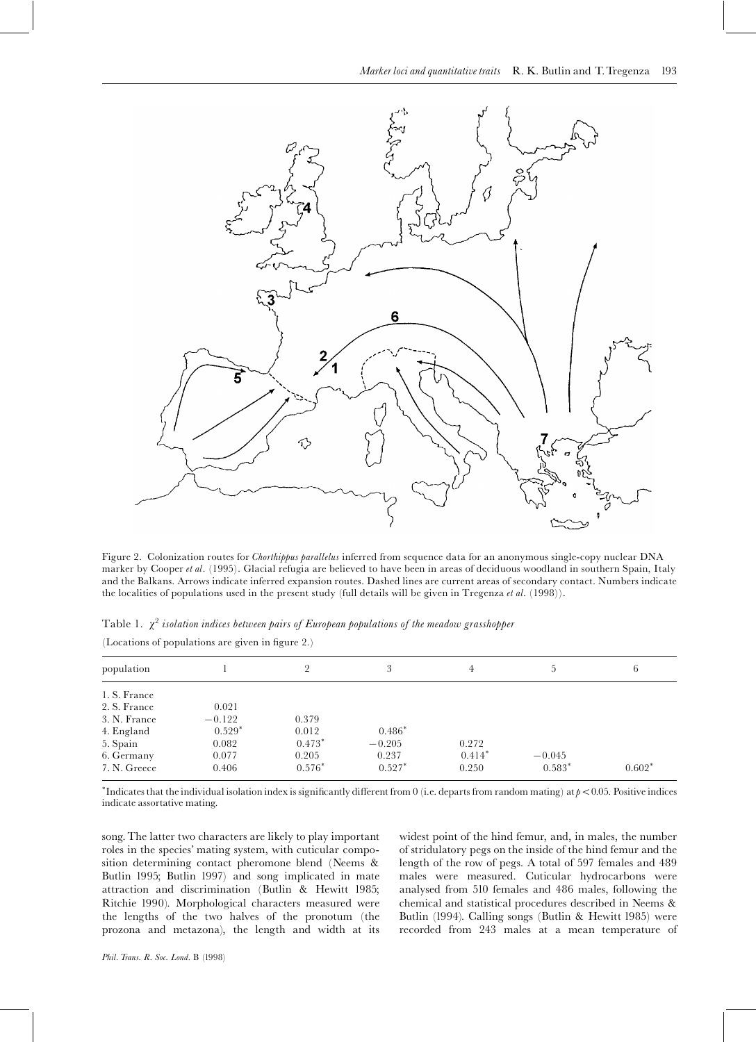Figure 2. Colonization routes for *Chorthippus parallelus* inferred from sequence data for an anonymous single-copy nuclear DNA marker by Cooper *et al*. (1995). Glacial refugia are believed to have been in areas of deciduous woodland in southern Spain, Italy and the Balkans. Arrows indicate inferred expansion routes. Dashed lines are current areas of secondary contact. Numbers indicate the localities of populations used in the present study (full details will be given in Tregenza *et al*. (1998)).

Table 1. $\chi^2$ *isolation indices between pairs of European populations of the meadow grasshopper*

(Locations of populations are given in figure 2.)

| population | 1 | 2 | 3 | 4 | 5 | 6 |
|---|---|---|---|---|---|---|
| 1. S. France | | | | | | |
| 2. S. France | 0.021 | | | | | |
| 3. N. France | −0.122 | 0.379 | | | | |
| 4. England | 0.529* | 0.012 | 0.486* | | | |
| 5. Spain | 0.082 | 0.473* | −0.205 | 0.272 | | |
| 6. Germany | 0.077 | 0.205 | 0.237 | 0.414* | −0.045 | |
| 7. N. Greece | 0.406 | 0.576* | 0.527* | 0.250 | 0.583* | 0.602* |

*Indicates that the individual isolation index is significantly different from 0 (i.e. departs from random mating) at $p < 0.05$. Positive indices indicate assortative mating.

song. The latter two characters are likely to play important roles in the species' mating system, with cuticular composition determining contact pheromone blend (Neems & Butlin 1995; Butlin 1997) and song implicated in mate attraction and discrimination (Butlin & Hewitt 1985; Ritchie 1990). Morphological characters measured were the lengths of the two halves of the pronotum (the prozona and metazona), the length and width at its widest point of the hind femur, and, in males, the number of stridulatory pegs on the inside of the hind femur and the length of the row of pegs. A total of 597 females and 489 males were measured. Cuticular hydrocarbons were analysed from 510 females and 486 males, following the chemical and statistical procedures described in Neems & Butlin (1994). Calling songs (Butlin & Hewitt 1985) were recorded from 243 males at a mean temperature of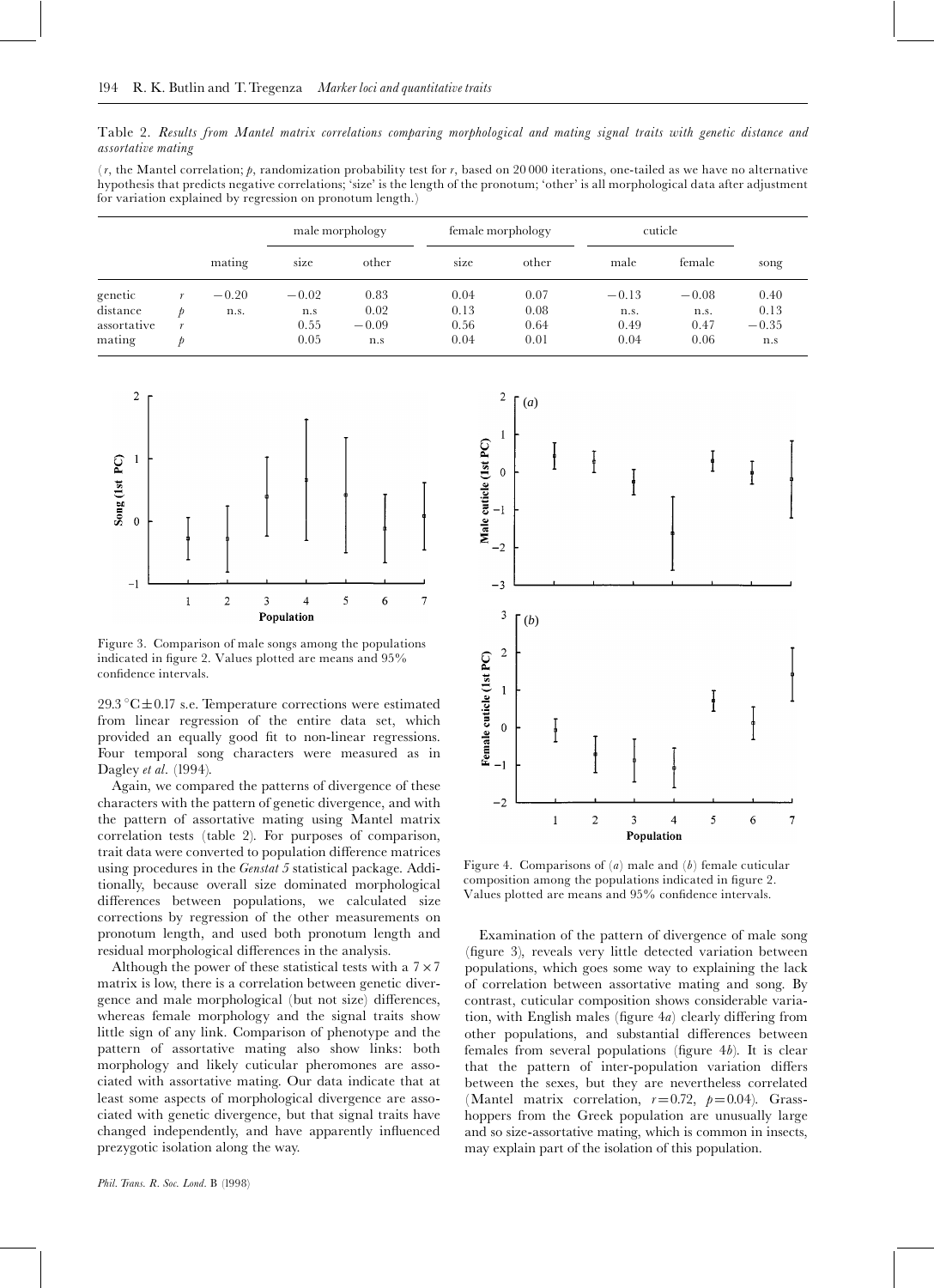Table 2. *Results from Mantel matrix correlations comparing morphological and mating signal traits with genetic distance and assortative mating*

($r$, the Mantel correlation; $p$, randomization probability test for $r$, based on 20 000 iterations, one-tailed as we have no alternative hypothesis that predicts negative correlations; 'size' is the length of the pronotum; 'other' is all morphological data after adjustment for variation explained by regression on pronotum length.)

| | | | male morphology | | female morphology | | cuticle | | |
|---|---|---|---|---|---|---|---|---|---|
| | | mating | size | other | size | other | male | female | song |
| genetic distance | $r$ | −0.20 | −0.02 | 0.83 | 0.04 | 0.07 | −0.13 | −0.08 | 0.40 |
| | $p$ | n.s. | n.s | 0.02 | 0.13 | 0.08 | n.s. | n.s. | 0.13 |
| assortative mating | $r$ | | 0.55 | −0.09 | 0.56 | 0.64 | 0.49 | 0.47 | −0.35 |
| | $p$ | | 0.05 | n.s | 0.04 | 0.01 | 0.04 | 0.06 | n.s |

Figure 3. Comparison of male songs among the populations indicated in figure 2. Values plotted are means and 95% confidence intervals.

29.3 °C ± 0.17 s.e. Temperature corrections were estimated from linear regression of the entire data set, which provided an equally good fit to non-linear regressions. Four temporal song characters were measured as in Dagley *et al*. (1994).

Again, we compared the patterns of divergence of these characters with the pattern of genetic divergence, and with the pattern of assortative mating using Mantel matrix correlation tests (table 2). For purposes of comparison, trait data were converted to population difference matrices using procedures in the *Genstat 5* statistical package. Additionally, because overall size dominated morphological differences between populations, we calculated size corrections by regression of the other measurements on pronotum length, and used both pronotum length and residual morphological differences in the analysis.

Although the power of these statistical tests with a $7 \times 7$ matrix is low, there is a correlation between genetic divergence and male morphological (but not size) differences, whereas female morphology and the signal traits show little sign of any link. Comparison of phenotype and the pattern of assortative mating also show links: both morphology and likely cuticular pheromones are associated with assortative mating. Our data indicate that at least some aspects of morphological divergence are associated with genetic divergence, but that signal traits have changed independently, and have apparently influenced prezygotic isolation along the way.

Figure 4. Comparisons of (*a*) male and (*b*) female cuticular composition among the populations indicated in figure 2. Values plotted are means and 95% confidence intervals.

Examination of the pattern of divergence of male song (figure 3), reveals very little detected variation between populations, which goes some way to explaining the lack of correlation between assortative mating and song. By contrast, cuticular composition shows considerable variation, with English males (figure 4*a*) clearly differing from other populations, and substantial differences between females from several populations (figure 4*b*). It is clear that the pattern of inter-population variation differs between the sexes, but they are nevertheless correlated (Mantel matrix correlation, $r = 0.72$, $p = 0.04$). Grasshoppers from the Greek population are unusually large and so size-assortative mating, which is common in insects, may explain part of the isolation of this population.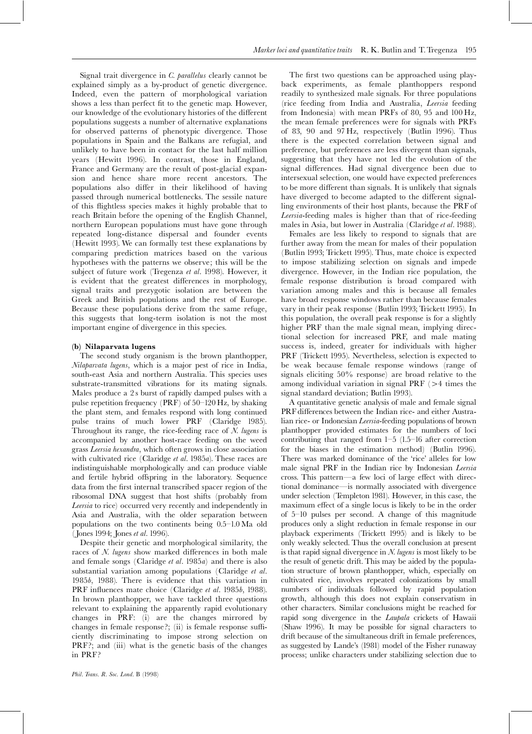Signal trait divergence in *C. parallelus* clearly cannot be explained simply as a by-product of genetic divergence. Indeed, even the pattern of morphological variation shows a less than perfect fit to the genetic map. However, our knowledge of the evolutionary histories of the different populations suggests a number of alternative explanations for observed patterns of phenotypic divergence. Those populations in Spain and the Balkans are refugial, and unlikely to have been in contact for the last half million years (Hewitt 1996). In contrast, those in England, France and Germany are the result of post-glacial expansion and hence share more recent ancestors. The populations also differ in their likelihood of having passed through numerical bottlenecks. The sessile nature of this flightless species makes it highly probable that to reach Britain before the opening of the English Channel, northern European populations must have gone through repeated long-distance dispersal and founder events (Hewitt 1993). We can formally test these explanations by comparing prediction matrices based on the various hypotheses with the patterns we observe; this will be the subject of future work (Tregenza *et al*. 1998). However, it is evident that the greatest differences in morphology, signal traits and prezygotic isolation are between the Greek and British populations and the rest of Europe. Because these populations derive from the same refuge, this suggests that long-term isolation is not the most important engine of divergence in this species.

### (b) *Nilaparvata lugens*

The second study organism is the brown planthopper, *Nilaparvata lugens*, which is a major pest of rice in India, south-east Asia and northern Australia. This species uses substrate-transmitted vibrations for its mating signals. Males produce a 2 s burst of rapidly damped pulses with a pulse repetition frequency (PRF) of 50–120 Hz, by shaking the plant stem, and females respond with long continued pulse trains of much lower PRF (Claridge 1985). Throughout its range, the rice-feeding race of *N. lugens* is accompanied by another host-race feeding on the weed grass *Leersia hexandra*, which often grows in close association with cultivated rice (Claridge *et al*. 1985*a*). These races are indistinguishable morphologically and can produce viable and fertile hybrid offspring in the laboratory. Sequence data from the first internal transcribed spacer region of the ribosomal DNA suggest that host shifts (probably from *Leersia* to rice) occurred very recently and independently in Asia and Australia, with the older separation between populations on the two continents being 0.5–1.0 Ma old (Jones 1994; Jones *et al*. 1996).

Despite their genetic and morphological similarity, the races of *N. lugens* show marked differences in both male and female songs (Claridge *et al*. 1985*a*) and there is also substantial variation among populations (Claridge *et al*. 1985*b*, 1988). There is evidence that this variation in PRF influences mate choice (Claridge *et al*. 1985*b*, 1988). In brown planthopper, we have tackled three questions relevant to explaining the apparently rapid evolutionary changes in PRF: (i) are the changes mirrored by changes in female response?; (ii) is female response sufficiently discriminating to impose strong selection on PRF?; and (iii) what is the genetic basis of the changes in PRF?

The first two questions can be approached using playback experiments, as female planthoppers respond readily to synthesized male signals. For three populations (rice feeding from India and Australia, *Leersia* feeding from Indonesia) with mean PRFs of 80, 95 and 100 Hz, the mean female preferences were for signals with PRFs of 83, 90 and 97 Hz, respectively (Butlin 1996). Thus there is the expected correlation between signal and preference, but preferences are less divergent than signals, suggesting that they have not led the evolution of the signal differences. Had signal divergence been due to intersexual selection, one would have expected preferences to be more different than signals. It is unlikely that signals have diverged to become adapted to the different signalling environments of their host plants, because the PRF of *Leersia*-feeding males is higher than that of rice-feeding males in Asia, but lower in Australia (Claridge *et al*. 1988).

Females are less likely to respond to signals that are further away from the mean for males of their population (Butlin 1993; Trickett 1995). Thus, mate choice is expected to impose stabilizing selection on signals and impede divergence. However, in the Indian rice population, the female response distribution is broad compared with variation among males and this is because all females have broad response windows rather than because females vary in their peak response (Butlin 1993; Trickett 1995). In this population, the overall peak response is for a slightly higher PRF than the male signal mean, implying directional selection for increased PRF, and male mating success is, indeed, greater for individuals with higher PRF (Trickett 1995). Nevertheless, selection is expected to be weak because female response windows (range of signals eliciting 50% response) are broad relative to the among individual variation in signal PRF ($>4$ times the signal standard deviation; Butlin 1993).

A quantitative genetic analysis of male and female signal PRF differences between the Indian rice- and either Australian rice- or Indonesian *Leersia*-feeding populations of brown planthopper provided estimates for the numbers of loci contributing that ranged from 1–5 (1.5–16 after correction for the biases in the estimation method) (Butlin 1996). There was marked dominance of the 'rice' alleles for low male signal PRF in the Indian rice by Indonesian *Leersia* cross. This pattern—a few loci of large effect with directional dominance—is normally associated with divergence under selection (Templeton 1981). However, in this case, the maximum effect of a single locus is likely to be in the order of 5–10 pulses per second. A change of this magnitude produces only a slight reduction in female response in our playback experiments (Trickett 1995) and is likely to be only weakly selected. Thus the overall conclusion at present is that rapid signal divergence in *N. lugens* is most likely to be the result of genetic drift. This may be aided by the population structure of brown planthopper, which, especially on cultivated rice, involves repeated colonizations by small numbers of individuals followed by rapid population growth, although this does not explain conservatism in other characters. Similar conclusions might be reached for rapid song divergence in the *Laupala* crickets of Hawaii (Shaw 1996). It may be possible for signal characters to drift because of the simultaneous drift in female preferences, as suggested by Lande's (1981) model of the Fisher runaway process; unlike characters under stabilizing selection due to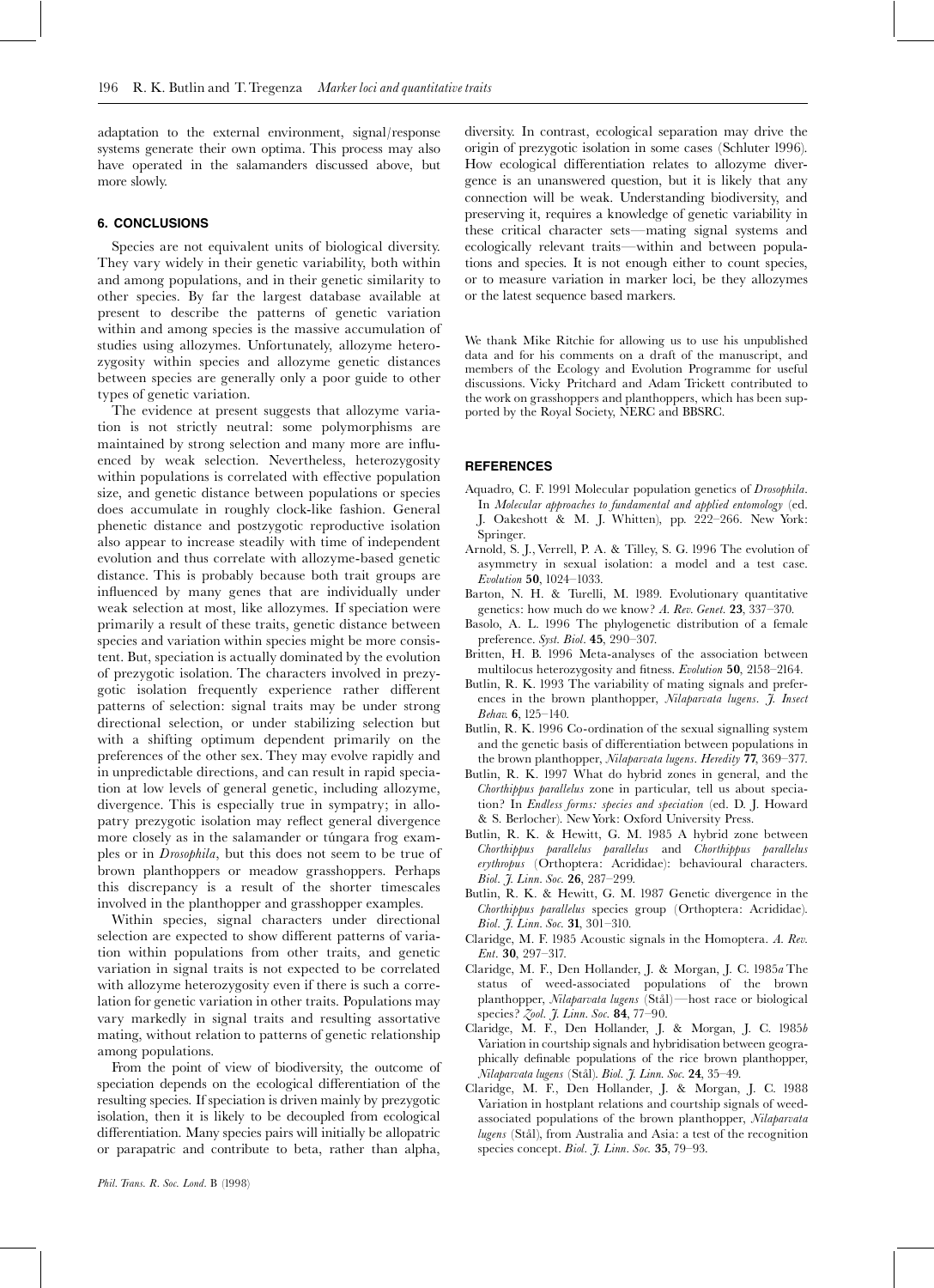adaptation to the external environment, signal/response systems generate their own optima. This process may also have operated in the salamanders discussed above, but more slowly.

## 6. CONCLUSIONS

Species are not equivalent units of biological diversity. They vary widely in their genetic variability, both within and among populations, and in their genetic similarity to other species. By far the largest database available at present to describe the patterns of genetic variation within and among species is the massive accumulation of studies using allozymes. Unfortunately, allozyme heterozygosity within species and allozyme genetic distances between species are generally only a poor guide to other types of genetic variation.

The evidence at present suggests that allozyme variation is not strictly neutral: some polymorphisms are maintained by strong selection and many more are influenced by weak selection. Nevertheless, heterozygosity within populations is correlated with effective population size, and genetic distance between populations or species does accumulate in roughly clock-like fashion. General phenetic distance and postzygotic reproductive isolation also appear to increase steadily with time of independent evolution and thus correlate with allozyme-based genetic distance. This is probably because both trait groups are influenced by many genes that are individually under weak selection at most, like allozymes. If speciation were primarily a result of these traits, genetic distance between species and variation within species might be more consistent. But, speciation is actually dominated by the evolution of prezygotic isolation. The characters involved in prezygotic isolation frequently experience rather different patterns of selection: signal traits may be under strong directional selection, or under stabilizing selection but with a shifting optimum dependent primarily on the preferences of the other sex. They may evolve rapidly and in unpredictable directions, and can result in rapid speciation at low levels of general genetic, including allozyme, divergence. This is especially true in sympatry; in allopatry prezygotic isolation may reflect general divergence more closely as in the salamander or túngara frog examples or in *Drosophila*, but this does not seem to be true of brown planthoppers or meadow grasshoppers. Perhaps this discrepancy is a result of the shorter timescales involved in the planthopper and grasshopper examples.

Within species, signal characters under directional selection are expected to show different patterns of variation within populations from other traits, and genetic variation in signal traits is not expected to be correlated with allozyme heterozygosity even if there is such a correlation for genetic variation in other traits. Populations may vary markedly in signal traits and resulting assortative mating, without relation to patterns of genetic relationship among populations.

From the point of view of biodiversity, the outcome of speciation depends on the ecological differentiation of the resulting species. If speciation is driven mainly by prezygotic isolation, then it is likely to be decoupled from ecological differentiation. Many species pairs will initially be allopatric or parapatric and contribute to beta, rather than alpha, diversity. In contrast, ecological separation may drive the origin of prezygotic isolation in some cases (Schluter 1996). How ecological differentiation relates to allozyme divergence is an unanswered question, but it is likely that any connection will be weak. Understanding biodiversity, and preserving it, requires a knowledge of genetic variability in these critical character sets—mating signal systems and ecologically relevant traits—within and between populations and species. It is not enough either to count species, or to measure variation in marker loci, be they allozymes or the latest sequence based markers.

We thank Mike Ritchie for allowing us to use his unpublished data and for his comments on a draft of the manuscript, and members of the Ecology and Evolution Programme for useful discussions. Vicky Pritchard and Adam Trickett contributed to the work on grasshoppers and planthoppers, which has been supported by the Royal Society, NERC and BBSRC.

## REFERENCES

- Aquadro, C. F. 1991 Molecular population genetics of *Drosophila*. In *Molecular approaches to fundamental and applied entomology* (ed. J. Oakeshott & M. J. Whitten), pp. 222–266. New York: Springer.
- Arnold, S. J., Verrell, P. A. & Tilley, S. G. 1996 The evolution of asymmetry in sexual isolation: a model and a test case. *Evolution* **50**, 1024–1033.
- Barton, N. H. & Turelli, M. 1989. Evolutionary quantitative genetics: how much do we know? *A. Rev. Genet.* **23**, 337–370.
- Basolo, A. L. 1996 The phylogenetic distribution of a female preference. *Syst. Biol.* **45**, 290–307.
- Britten, H. B. 1996 Meta-analyses of the association between multilocus heterozygosity and fitness. *Evolution* **50**, 2158–2164.
- Butlin, R. K. 1993 The variability of mating signals and preferences in the brown planthopper, *Nilaparvata lugens*. *J. Insect Behav.* **6**, 125–140.
- Butlin, R. K. 1996 Co-ordination of the sexual signalling system and the genetic basis of differentiation between populations in the brown planthopper, *Nilaparvata lugens*. *Heredity* **77**, 369–377.
- Butlin, R. K. 1997 What do hybrid zones in general, and the *Chorthippus parallelus* zone in particular, tell us about speciation? In *Endless forms: species and speciation* (ed. D. J. Howard & S. Berlocher). New York: Oxford University Press.
- Butlin, R. K. & Hewitt, G. M. 1985 A hybrid zone between *Chorthippus parallelus parallelus* and *Chorthippus parallelus erythropus* (Orthoptera: Acrididae): behavioural characters. *Biol. J. Linn. Soc.* **26**, 287–299.
- Butlin, R. K. & Hewitt, G. M. 1987 Genetic divergence in the *Chorthippus parallelus* species group (Orthoptera: Acrididae). *Biol. J. Linn. Soc.* **31**, 301–310.
- Claridge, M. F. 1985 Acoustic signals in the Homoptera. *A. Rev. Ent.* **30**, 297–317.
- Claridge, M. F., Den Hollander, J. & Morgan, J. C. 1985*a* The status of weed-associated populations of the brown planthopper, *Nilaparvata lugens* (Stål)—host race or biological species? *Zool. J. Linn. Soc.* **84**, 77–90.
- Claridge, M. F., Den Hollander, J. & Morgan, J. C. 1985*b* Variation in courtship signals and hybridisation between geographically definable populations of the rice brown planthopper, *Nilaparvata lugens* (Stål). *Biol. J. Linn. Soc.* **24**, 35–49.
- Claridge, M. F., Den Hollander, J. & Morgan, J. C. 1988 Variation in hostplant relations and courtship signals of weed-associated populations of the brown planthopper, *Nilaparvata lugens* (Stål), from Australia and Asia: a test of the recognition species concept. *Biol. J. Linn. Soc.* **35**, 79–93.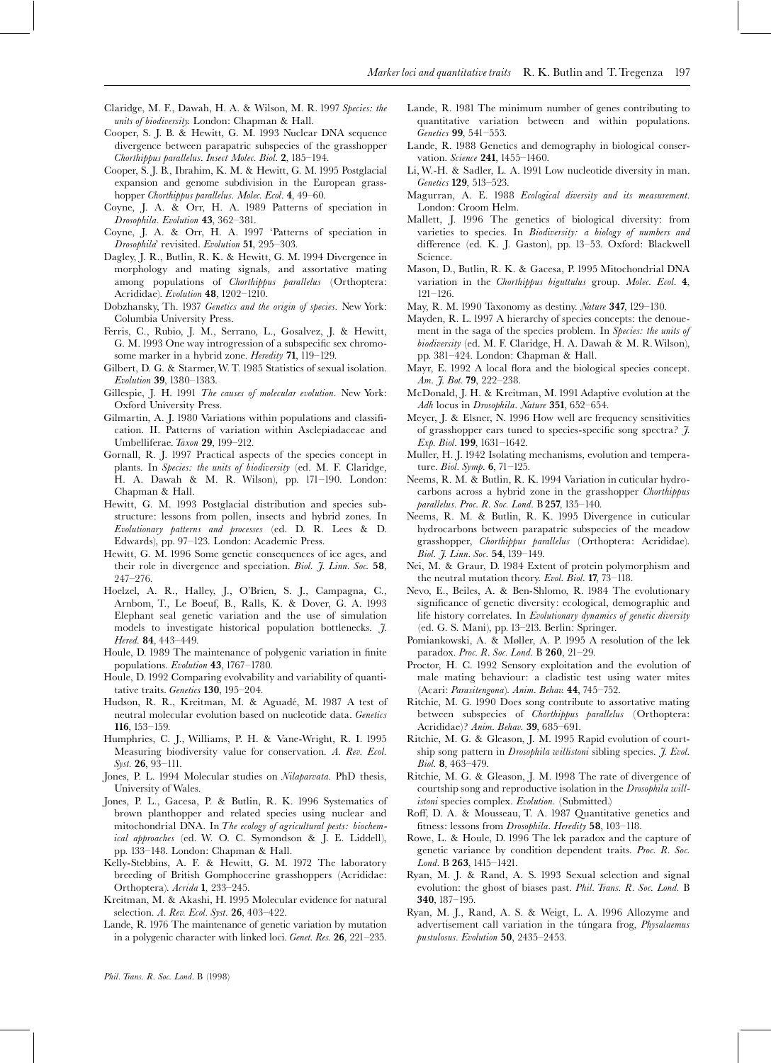Claridge, M. F., Dawah, H. A. & Wilson, M. R. 1997 *Species: the units of biodiversity.* London: Chapman & Hall.

Cooper, S. J. B. & Hewitt, G. M. 1993 Nuclear DNA sequence divergence between parapatric subspecies of the grasshopper *Chorthippus parallelus*. *Insect Molec. Biol.* **2**, 185–194.

Cooper, S. J. B., Ibrahim, K. M. & Hewitt, G. M. 1995 Postglacial expansion and genome subdivision in the European grasshopper *Chorthippus parallelus*. *Molec. Ecol.* **4**, 49–60.

Coyne, J. A. & Orr, H. A. 1989 Patterns of speciation in *Drosophila*. *Evolution* **43**, 362–381.

Coyne, J. A. & Orr, H. A. 1997 'Patterns of speciation in *Drosophila*' revisited. *Evolution* **51**, 295–303.

Dagley, J. R., Butlin, R. K. & Hewitt, G. M. 1994 Divergence in morphology and mating signals, and assortative mating among populations of *Chorthippus parallelus* (Orthoptera: Acrididae). *Evolution* **48**, 1202–1210.

Dobzhansky, Th. 1937 *Genetics and the origin of species*. New York: Columbia University Press.

Ferris, C., Rubio, J. M., Serrano, L., Gosalvez, J. & Hewitt, G. M. 1993 One way introgression of a subspecific sex chromosome marker in a hybrid zone. *Heredity* **71**, 119–129.

Gilbert, D. G. & Starmer, W. T. 1985 Statistics of sexual isolation. *Evolution* **39**, 1380–1383.

Gillespie, J. H. 1991 *The causes of molecular evolution*. New York: Oxford University Press.

Gilmartin, A. J. 1980 Variations within populations and classification. II. Patterns of variation within Asclepiadaceae and Umbelliferae. *Taxon* **29**, 199–212.

Gornall, R. J. 1997 Practical aspects of the species concept in plants. In *Species: the units of biodiversity* (ed. M. F. Claridge, H. A. Dawah & M. R. Wilson), pp. 171–190. London: Chapman & Hall.

Hewitt, G. M. 1993 Postglacial distribution and species substructure: lessons from pollen, insects and hybrid zones. In *Evolutionary patterns and processes* (ed. D. R. Lees & D. Edwards), pp. 97–123. London: Academic Press.

Hewitt, G. M. 1996 Some genetic consequences of ice ages, and their role in divergence and speciation. *Biol. J. Linn. Soc.* **58**, 247–276.

Hoelzel, A. R., Halley, J., O'Brien, S. J., Campagna, C., Arnbom, T., Le Boeuf, B., Ralls, K. & Dover, G. A. 1993 Elephant seal genetic variation and the use of simulation models to investigate historical population bottlenecks. *J. Hered.* **84**, 443–449.

Houle, D. 1989 The maintenance of polygenic variation in finite populations. *Evolution* **43**, 1767–1780.

Houle, D. 1992 Comparing evolvability and variability of quantitative traits. *Genetics* **130**, 195–204.

Hudson, R. R., Kreitman, M. & Aguadé, M. 1987 A test of neutral molecular evolution based on nucleotide data. *Genetics* **116**, 153–159.

Humphries, C. J., Williams, P. H. & Vane-Wright, R. I. 1995 Measuring biodiversity value for conservation. *A. Rev. Ecol. Syst.* **26**, 93–111.

Jones, P. L. 1994 Molecular studies on *Nilaparvata*. PhD thesis, University of Wales.

Jones, P. L., Gacesa, P. & Butlin, R. K. 1996 Systematics of brown planthopper and related species using nuclear and mitochondrial DNA. In *The ecology of agricultural pests: biochemical approaches* (ed. W. O. C. Symondson & J. E. Liddell), pp. 133–148. London: Chapman & Hall.

Kelly-Stebbins, A. F. & Hewitt, G. M. 1972 The laboratory breeding of British Gomphocerine grasshoppers (Acrididae: Orthoptera). *Acrida* **1**, 233–245.

Kreitman, M. & Akashi, H. 1995 Molecular evidence for natural selection. *A. Rev. Ecol. Syst.* **26**, 403–422.

Lande, R. 1976 The maintenance of genetic variation by mutation in a polygenic character with linked loci. *Genet. Res.* **26**, 221–235.

Lande, R. 1981 The minimum number of genes contributing to quantitative variation between and within populations. *Genetics* **99**, 541–553.

Lande, R. 1988 Genetics and demography in biological conservation. *Science* **241**, 1455–1460.

Li, W.-H. & Sadler, L. A. 1991 Low nucleotide diversity in man. *Genetics* **129**, 513–523.

Magurran, A. E. 1988 *Ecological diversity and its measurement*. London: Croom Helm.

Mallett, J. 1996 The genetics of biological diversity: from varieties to species. In *Biodiversity: a biology of numbers and difference* (ed. K. J. Gaston), pp. 13–53. Oxford: Blackwell Science.

Mason, D., Butlin, R. K. & Gacesa, P. 1995 Mitochondrial DNA variation in the *Chorthippus biguttulus* group. *Molec. Ecol.* **4**, 121–126.

May, R. M. 1990 Taxonomy as destiny. *Nature* **347**, 129–130.

Mayden, R. L. 1997 A hierarchy of species concepts: the denouement in the saga of the species problem. In *Species: the units of biodiversity* (ed. M. F. Claridge, H. A. Dawah & M. R. Wilson), pp. 381–424. London: Chapman & Hall.

Mayr, E. 1992 A local flora and the biological species concept. *Am. J. Bot.* **79**, 222–238.

McDonald, J. H. & Kreitman, M. 1991 Adaptive evolution at the *Adh* locus in *Drosophila*. *Nature* **351**, 652–654.

Meyer, J. & Elsner, N. 1996 How well are frequency sensitivities of grasshopper ears tuned to species-specific song spectra? *J. Exp. Biol.* **199**, 1631–1642.

Muller, H. J. 1942 Isolating mechanisms, evolution and temperature. *Biol. Symp.* **6**, 71–125.

Neems, R. M. & Butlin, R. K. 1994 Variation in cuticular hydrocarbons across a hybrid zone in the grasshopper *Chorthippus parallelus*. *Proc. R. Soc. Lond.* B **257**, 135–140.

Neems, R. M. & Butlin, R. K. 1995 Divergence in cuticular hydrocarbons between parapatric subspecies of the meadow grasshopper, *Chorthippus parallelus* (Orthoptera: Acrididae). *Biol. J. Linn. Soc.* **54**, 139–149.

Nei, M. & Graur, D. 1984 Extent of protein polymorphism and the neutral mutation theory. *Evol. Biol.* **17**, 73–118.

Nevo, E., Beiles, A. & Ben-Shlomo, R. 1984 The evolutionary significance of genetic diversity: ecological, demographic and life history correlates. In *Evolutionary dynamics of genetic diversity* (ed. G. S. Mani), pp. 13–213. Berlin: Springer.

Pomiankowski, A. & Møller, A. P. 1995 A resolution of the lek paradox. *Proc. R. Soc. Lond.* B **260**, 21–29.

Proctor, H. C. 1992 Sensory exploitation and the evolution of male mating behaviour: a cladistic test using water mites (Acari: *Parasitengona*). *Anim. Behav.* **44**, 745–752.

Ritchie, M. G. 1990 Does song contribute to assortative mating between subspecies of *Chorthippus parallelus* (Orthoptera: Acrididae)? *Anim. Behav.* **39**, 685–691.

Ritchie, M. G. & Gleason, J. M. 1995 Rapid evolution of courtship song pattern in *Drosophila willistoni* sibling species. *J. Evol. Biol.* **8**, 463–479.

Ritchie, M. G. & Gleason, J. M. 1998 The rate of divergence of courtship song and reproductive isolation in the *Drosophila willistoni* species complex. *Evolution*. (Submitted.)

Roff, D. A. & Mousseau, T. A. 1987 Quantitative genetics and fitness: lessons from *Drosophila*. *Heredity* **58**, 103–118.

Rowe, L. & Houle, D. 1996 The lek paradox and the capture of genetic variance by condition dependent traits. *Proc. R. Soc. Lond.* B **263**, 1415–1421.

Ryan, M. J. & Rand, A. S. 1993 Sexual selection and signal evolution: the ghost of biases past. *Phil. Trans. R. Soc. Lond.* B **340**, 187–195.

Ryan, M. J., Rand, A. S. & Weigt, L. A. 1996 Allozyme and advertisement call variation in the túngara frog, *Physalaemus pustulosus*. *Evolution* **50**, 2435–2453.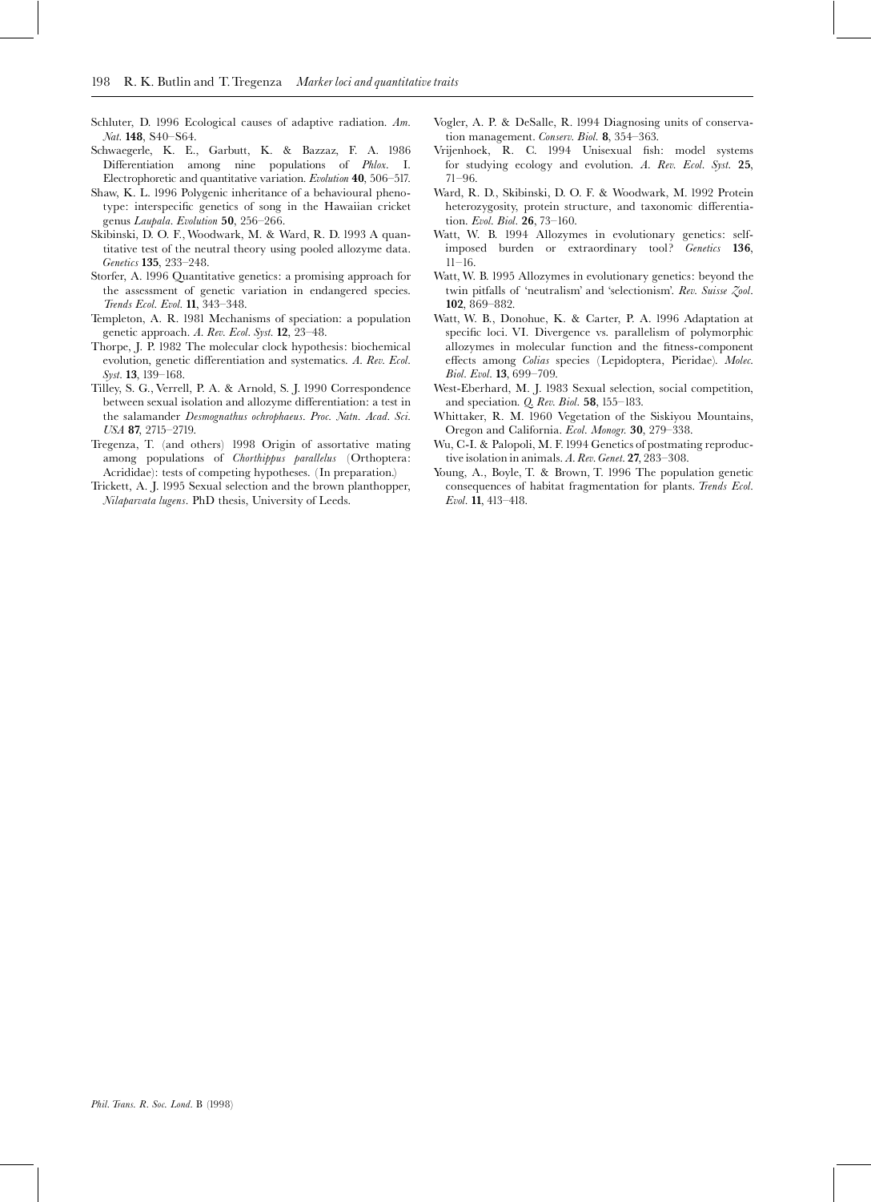Schluter, D. 1996 Ecological causes of adaptive radiation. *Am. Nat.* **148**, S40–S64.

Schwaegerle, K. E., Garbutt, K. & Bazzaz, F. A. 1986 Differentiation among nine populations of *Phlox*. I. Electrophoretic and quantitative variation. *Evolution* **40**, 506–517.

Shaw, K. L. 1996 Polygenic inheritance of a behavioural phenotype: interspecific genetics of song in the Hawaiian cricket genus *Laupala*. *Evolution* **50**, 256–266.

Skibinski, D. O. F., Woodwark, M. & Ward, R. D. 1993 A quantitative test of the neutral theory using pooled allozyme data. *Genetics* **135**, 233–248.

Storfer, A. 1996 Quantitative genetics: a promising approach for the assessment of genetic variation in endangered species. *Trends Ecol. Evol.* **11**, 343–348.

Templeton, A. R. 1981 Mechanisms of speciation: a population genetic approach. *A. Rev. Ecol. Syst.* **12**, 23–48.

Thorpe, J. P. 1982 The molecular clock hypothesis: biochemical evolution, genetic differentiation and systematics. *A. Rev. Ecol. Syst.* **13**, 139–168.

Tilley, S. G., Verrell, P. A. & Arnold, S. J. 1990 Correspondence between sexual isolation and allozyme differentiation: a test in the salamander *Desmognathus ochrophaeus*. *Proc. Natn. Acad. Sci. USA* **87**, 2715–2719.

Tregenza, T. (and others) 1998 Origin of assortative mating among populations of *Chorthippus parallelus* (Orthoptera: Acrididae): tests of competing hypotheses. (In preparation.)

Trickett, A. J. 1995 Sexual selection and the brown planthopper, *Nilaparvata lugens*. PhD thesis, University of Leeds.

Vogler, A. P. & DeSalle, R. 1994 Diagnosing units of conservation management. *Conserv. Biol.* **8**, 354–363.

Vrijenhoek, R. C. 1994 Unisexual fish: model systems for studying ecology and evolution. *A. Rev. Ecol. Syst.* **25**, 71–96.

Ward, R. D., Skibinski, D. O. F. & Woodwark, M. 1992 Protein heterozygosity, protein structure, and taxonomic differentiation. *Evol. Biol.* **26**, 73–160.

Watt, W. B. 1994 Allozymes in evolutionary genetics: self-imposed burden or extraordinary tool? *Genetics* **136**, 11–16.

Watt, W. B. 1995 Allozymes in evolutionary genetics: beyond the twin pitfalls of 'neutralism' and 'selectionism'. *Rev. Suisse Zool.* **102**, 869–882.

Watt, W. B., Donohue, K. & Carter, P. A. 1996 Adaptation at specific loci. VI. Divergence vs. parallelism of polymorphic allozymes in molecular function and the fitness-component effects among *Colias* species (Lepidoptera, Pieridae). *Molec. Biol. Evol.* **13**, 699–709.

West-Eberhard, M. J. 1983 Sexual selection, social competition, and speciation. *Q. Rev. Biol.* **58**, 155–183.

Whittaker, R. M. 1960 Vegetation of the Siskiyou Mountains, Oregon and California. *Ecol. Monogr.* **30**, 279–338.

Wu, C-I. & Palopoli, M. F. 1994 Genetics of postmating reproductive isolation in animals. *A. Rev. Genet.* **27**, 283–308.

Young, A., Boyle, T. & Brown, T. 1996 The population genetic consequences of habitat fragmentation for plants. *Trends Ecol. Evol.* **11**, 413–418.